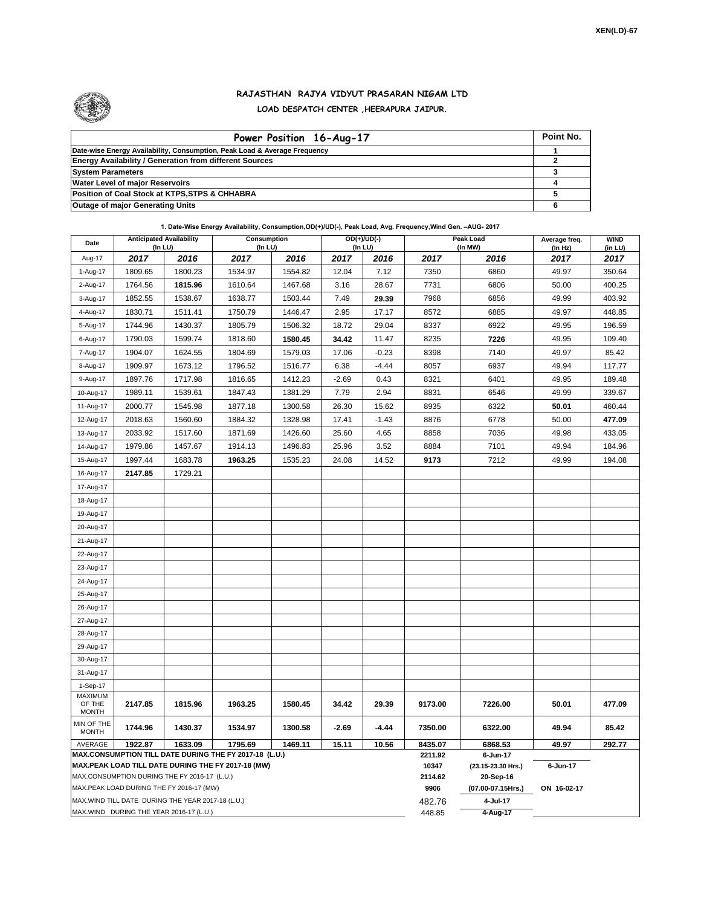XEN(LD)-67

# RAJASTHAN RAJYA VIDYUT PRASARAN NIGAM LTD

## LOAD DESPATCH CENTER ,HEERAPURA JAIPUR.

| Power Position 16-Aug-17 | Point No. |
|---|---|
| Date-wise Energy Availability, Consumption, Peak Load & Average Frequency | 1 |
| Energy Availability / Generation from different Sources | 2 |
| System Parameters | 3 |
| Water Level of major Reservoirs | 4 |
| Position of Coal Stock at KTPS,STPS & CHHABRA | 5 |
| Outage of major Generating Units | 6 |

**1. Date-Wise Energy Availability, Consumption,OD(+)/UD(-), Peak Load, Avg. Frequency,Wind Gen. –AUG- 2017**

| Date | Anticipated Availability (In LU) | | Consumption (In LU) | | OD(+)/UD(-) (In LU) | | Peak Load (In MW) | | Average freq. (In Hz) | WIND (in LU) |
|---|---|---|---|---|---|---|---|---|---|---|
| Aug-17 | 2017 | 2016 | 2017 | 2016 | 2017 | 2016 | 2017 | 2016 | 2017 | 2017 |
| 1-Aug-17 | 1809.65 | 1800.23 | 1534.97 | 1554.82 | 12.04 | 7.12 | 7350 | 6860 | 49.97 | 350.64 |
| 2-Aug-17 | 1764.56 | **1815.96** | 1610.64 | 1467.68 | 3.16 | 28.67 | 7731 | 6806 | 50.00 | 400.25 |
| 3-Aug-17 | 1852.55 | 1538.67 | 1638.77 | 1503.44 | 7.49 | **29.39** | 7968 | 6856 | 49.99 | 403.92 |
| 4-Aug-17 | 1830.71 | 1511.41 | 1750.79 | 1446.47 | 2.95 | 17.17 | 8572 | 6885 | 49.97 | 448.85 |
| 5-Aug-17 | 1744.96 | 1430.37 | 1805.79 | 1506.32 | 18.72 | 29.04 | 8337 | 6922 | 49.95 | 196.59 |
| 6-Aug-17 | 1790.03 | 1599.74 | 1818.60 | **1580.45** | **34.42** | 11.47 | 8235 | **7226** | 49.95 | 109.40 |
| 7-Aug-17 | 1904.07 | 1624.55 | 1804.69 | 1579.03 | 17.06 | -0.23 | 8398 | 7140 | 49.97 | 85.42 |
| 8-Aug-17 | 1909.97 | 1673.12 | 1796.52 | 1516.77 | 6.38 | -4.44 | 8057 | 6937 | 49.94 | 117.77 |
| 9-Aug-17 | 1897.76 | 1717.98 | 1816.65 | 1412.23 | -2.69 | 0.43 | 8321 | 6401 | 49.95 | 189.48 |
| 10-Aug-17 | 1989.11 | 1539.61 | 1847.43 | 1381.29 | 7.79 | 2.94 | 8831 | 6546 | 49.99 | 339.67 |
| 11-Aug-17 | 2000.77 | 1545.98 | 1877.18 | 1300.58 | 26.30 | 15.62 | 8935 | 6322 | **50.01** | 460.44 |
| 12-Aug-17 | 2018.63 | 1560.60 | 1884.32 | 1328.98 | 17.41 | -1.43 | 8876 | 6778 | 50.00 | **477.09** |
| 13-Aug-17 | 2033.92 | 1517.60 | 1871.69 | 1426.60 | 25.60 | 4.65 | 8858 | 7036 | 49.98 | 433.05 |
| 14-Aug-17 | 1979.86 | 1457.67 | 1914.13 | 1496.83 | 25.96 | 3.52 | 8884 | 7101 | 49.94 | 184.96 |
| 15-Aug-17 | 1997.44 | 1683.78 | **1963.25** | 1535.23 | 24.08 | 14.52 | **9173** | 7212 | 49.99 | 194.08 |
| 16-Aug-17 | **2147.85** | 1729.21 | | | | | | | | |
| 17-Aug-17 | | | | | | | | | | |
| 18-Aug-17 | | | | | | | | | | |
| 19-Aug-17 | | | | | | | | | | |
| 20-Aug-17 | | | | | | | | | | |
| 21-Aug-17 | | | | | | | | | | |
| 22-Aug-17 | | | | | | | | | | |
| 23-Aug-17 | | | | | | | | | | |
| 24-Aug-17 | | | | | | | | | | |
| 25-Aug-17 | | | | | | | | | | |
| 26-Aug-17 | | | | | | | | | | |
| 27-Aug-17 | | | | | | | | | | |
| 28-Aug-17 | | | | | | | | | | |
| 29-Aug-17 | | | | | | | | | | |
| 30-Aug-17 | | | | | | | | | | |
| 31-Aug-17 | | | | | | | | | | |
| 1-Sep-17 | | | | | | | | | | |
| MAXIMUM OF THE MONTH | **2147.85** | **1815.96** | **1963.25** | **1580.45** | **34.42** | **29.39** | **9173.00** | **7226.00** | **50.01** | **477.09** |
| MIN OF THE MONTH | **1744.96** | **1430.37** | **1534.97** | **1300.58** | **-2.69** | **-4.44** | **7350.00** | **6322.00** | **49.94** | **85.42** |
| AVERAGE | **1922.87** | **1633.09** | **1795.69** | **1469.11** | **15.11** | **10.56** | **8435.07** | **6868.53** | **49.97** | **292.77** |
| **MAX.CONSUMPTION TILL DATE DURING THE FY 2017-18 (L.U.)** | | | | | | | **2211.92** | **6-Jun-17** | | |
| **MAX.PEAK LOAD TILL DATE DURING THE FY 2017-18 (MW)** | | | | | | | **10347** | **(23.15-23.30 Hrs.)** | **6-Jun-17** | |
| MAX.CONSUMPTION DURING THE FY 2016-17 (L.U.) | | | | | | | **2114.62** | **20-Sep-16** | | |
| MAX.PEAK LOAD DURING THE FY 2016-17 (MW) | | | | | | | **9906** | **(07.00-07.15Hrs.)** | **ON 16-02-17** | |
| MAX.WIND TILL DATE DURING THE YEAR 2017-18 (L.U.) | | | | | | | 482.76 | **4-Jul-17** | | |
| MAX.WIND DURING THE YEAR 2016-17 (L.U.) | | | | | | | 448.85 | **4-Aug-17** | | |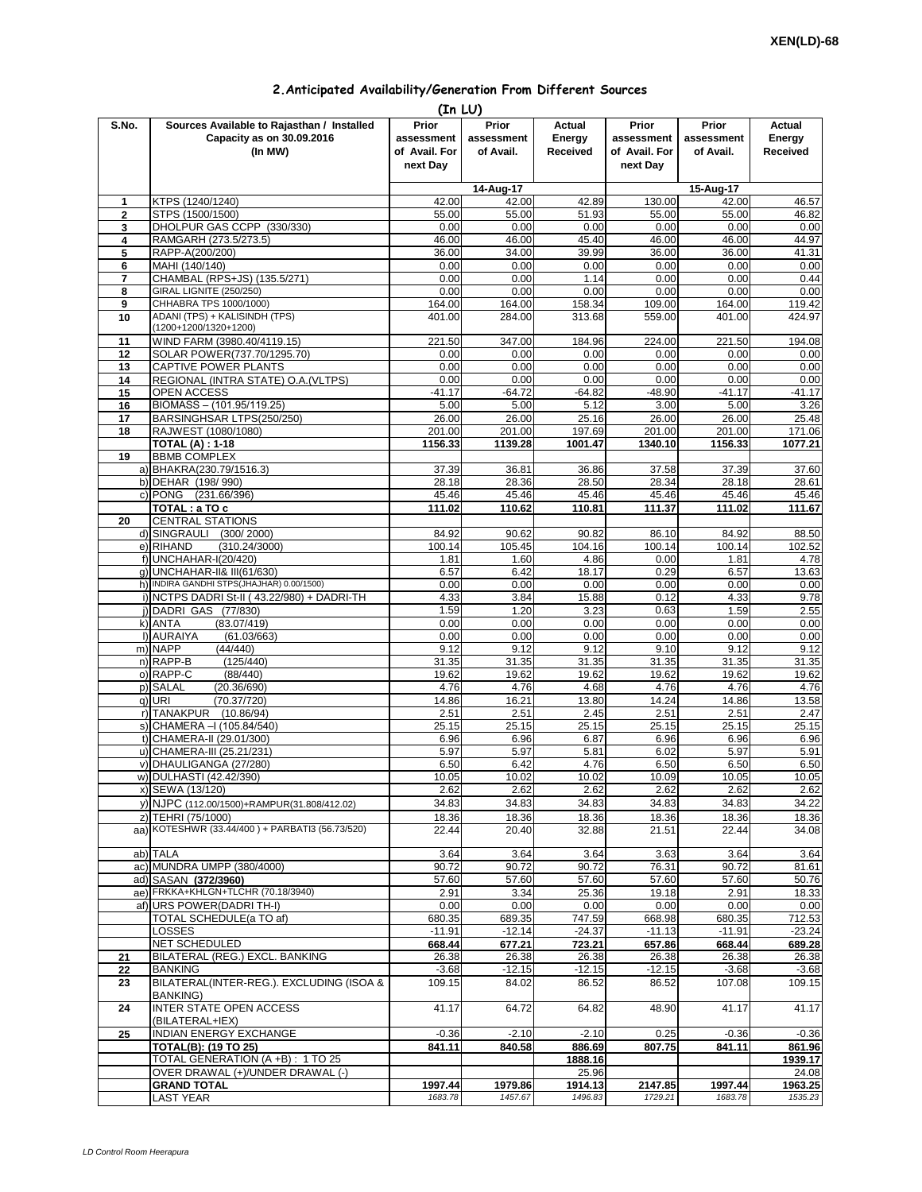XEN(LD)-68

## 2.Anticipated Availability/Generation From Different Sources

(In LU)

| S.No. | Sources Available to Rajasthan / Installed Capacity as on 30.09.2016 (In MW) | Prior assessment of Avail. For next Day | Prior assessment of Avail. | Actual Energy Received | Prior assessment of Avail. For next Day | Prior assessment of Avail. | Actual Energy Received |
|---|---|---|---|---|---|---|---|
| | | 14-Aug-17 | | | 15-Aug-17 | | |
| 1 | KTPS (1240/1240) | 42.00 | 42.00 | 42.89 | 130.00 | 42.00 | 46.57 |
| 2 | STPS (1500/1500) | 55.00 | 55.00 | 51.93 | 55.00 | 55.00 | 46.82 |
| 3 | DHOLPUR GAS CCPP (330/330) | 0.00 | 0.00 | 0.00 | 0.00 | 0.00 | 0.00 |
| 4 | RAMGARH (273.5/273.5) | 46.00 | 46.00 | 45.40 | 46.00 | 46.00 | 44.97 |
| 5 | RAPP-A(200/200) | 36.00 | 34.00 | 39.99 | 36.00 | 36.00 | 41.31 |
| 6 | MAHI (140/140) | 0.00 | 0.00 | 0.00 | 0.00 | 0.00 | 0.00 |
| 7 | CHAMBAL (RPS+JS) (135.5/271) | 0.00 | 0.00 | 1.14 | 0.00 | 0.00 | 0.44 |
| 8 | GIRAL LIGNITE (250/250) | 0.00 | 0.00 | 0.00 | 0.00 | 0.00 | 0.00 |
| 9 | CHHABRA TPS 1000/1000) | 164.00 | 164.00 | 158.34 | 109.00 | 164.00 | 119.42 |
| 10 | ADANI (TPS) + KALISINDH (TPS) (1200+1200/1320+1200) | 401.00 | 284.00 | 313.68 | 559.00 | 401.00 | 424.97 |
| 11 | WIND FARM (3980.40/4119.15) | 221.50 | 347.00 | 184.96 | 224.00 | 221.50 | 194.08 |
| 12 | SOLAR POWER(737.70/1295.70) | 0.00 | 0.00 | 0.00 | 0.00 | 0.00 | 0.00 |
| 13 | CAPTIVE POWER PLANTS | 0.00 | 0.00 | 0.00 | 0.00 | 0.00 | 0.00 |
| 14 | REGIONAL (INTRA STATE) O.A.(VLTPS) | 0.00 | 0.00 | 0.00 | 0.00 | 0.00 | 0.00 |
| 15 | OPEN ACCESS | -41.17 | -64.72 | -64.82 | -48.90 | -41.17 | -41.17 |
| 16 | BIOMASS – (101.95/119.25) | 5.00 | 5.00 | 5.12 | 3.00 | 5.00 | 3.26 |
| 17 | BARSINGHSAR LTPS(250/250) | 26.00 | 26.00 | 25.16 | 26.00 | 26.00 | 25.48 |
| 18 | RAJWEST (1080/1080) | 201.00 | 201.00 | 197.69 | 201.00 | 201.00 | 171.06 |
| | **TOTAL (A) : 1-18** | **1156.33** | **1139.28** | **1001.47** | **1340.10** | **1156.33** | **1077.21** |
| 19 | BBMB COMPLEX | | | | | | |
| a) | BHAKRA(230.79/1516.3) | 37.39 | 36.81 | 36.86 | 37.58 | 37.39 | 37.60 |
| b) | DEHAR (198/ 990) | 28.18 | 28.36 | 28.50 | 28.34 | 28.18 | 28.61 |
| c) | PONG (231.66/396) | 45.46 | 45.46 | 45.46 | 45.46 | 45.46 | 45.46 |
| | **TOTAL : a TO c** | **111.02** | **110.62** | **110.81** | **111.37** | **111.02** | **111.67** |
| 20 | CENTRAL STATIONS | | | | | | |
| d) | SINGRAULI (300/ 2000) | 84.92 | 90.62 | 90.82 | 86.10 | 84.92 | 88.50 |
| e) | RIHAND (310.24/3000) | 100.14 | 105.45 | 104.16 | 100.14 | 100.14 | 102.52 |
| f) | UNCHAHAR-I(20/420) | 1.81 | 1.60 | 4.86 | 0.00 | 1.81 | 4.78 |
| g) | UNCHAHAR-II& III(61/630) | 6.57 | 6.42 | 18.17 | 0.29 | 6.57 | 13.63 |
| h) | INDIRA GANDHI STPS(JHAJHAR) 0.00/1500) | 0.00 | 0.00 | 0.00 | 0.00 | 0.00 | 0.00 |
| i) | NCTPS DADRI St-II ( 43.22/980) + DADRI-TH | 4.33 | 3.84 | 15.88 | 0.12 | 4.33 | 9.78 |
| j) | DADRI GAS (77/830) | 1.59 | 1.20 | 3.23 | 0.63 | 1.59 | 2.55 |
| k) | ANTA (83.07/419) | 0.00 | 0.00 | 0.00 | 0.00 | 0.00 | 0.00 |
| l) | AURAIYA (61.03/663) | 0.00 | 0.00 | 0.00 | 0.00 | 0.00 | 0.00 |
| m) | NAPP (44/440) | 9.12 | 9.12 | 9.12 | 9.10 | 9.12 | 9.12 |
| n) | RAPP-B (125/440) | 31.35 | 31.35 | 31.35 | 31.35 | 31.35 | 31.35 |
| o) | RAPP-C (88/440) | 19.62 | 19.62 | 19.62 | 19.62 | 19.62 | 19.62 |
| p) | SALAL (20.36/690) | 4.76 | 4.76 | 4.68 | 4.76 | 4.76 | 4.76 |
| q) | URI (70.37/720) | 14.86 | 16.21 | 13.80 | 14.24 | 14.86 | 13.58 |
| r) | TANAKPUR (10.86/94) | 2.51 | 2.51 | 2.45 | 2.51 | 2.51 | 2.47 |
| s) | CHAMERA –I (105.84/540) | 25.15 | 25.15 | 25.15 | 25.15 | 25.15 | 25.15 |
| t) | CHAMERA-II (29.01/300) | 6.96 | 6.96 | 6.87 | 6.96 | 6.96 | 6.96 |
| u) | CHAMERA-III (25.21/231) | 5.97 | 5.97 | 5.81 | 6.02 | 5.97 | 5.91 |
| v) | DHAULIGANGA (27/280) | 6.50 | 6.42 | 4.76 | 6.50 | 6.50 | 6.50 |
| w) | DULHASTI (42.42/390) | 10.05 | 10.02 | 10.02 | 10.09 | 10.05 | 10.05 |
| x) | SEWA (13/120) | 2.62 | 2.62 | 2.62 | 2.62 | 2.62 | 2.62 |
| y) | NJPC (112.00/1500)+RAMPUR(31.808/412.02) | 34.83 | 34.83 | 34.83 | 34.83 | 34.83 | 34.22 |
| z) | TEHRI (75/1000) | 18.36 | 18.36 | 18.36 | 18.36 | 18.36 | 18.36 |
| aa) | KOTESHWR (33.44/400 ) + PARBATI3 (56.73/520) | 22.44 | 20.40 | 32.88 | 21.51 | 22.44 | 34.08 |
| ab) | TALA | 3.64 | 3.64 | 3.64 | 3.63 | 3.64 | 3.64 |
| ac) | MUNDRA UMPP (380/4000) | 90.72 | 90.72 | 90.72 | 76.31 | 90.72 | 81.61 |
| ad) | SASAN **(372/3960)** | 57.60 | 57.60 | 57.60 | 57.60 | 57.60 | 50.76 |
| ae) | FRKKA+KHLGN+TLCHR (70.18/3940) | 2.91 | 3.34 | 25.36 | 19.18 | 2.91 | 18.33 |
| af) | URS POWER(DADRI TH-I) | 0.00 | 0.00 | 0.00 | 0.00 | 0.00 | 0.00 |
| | TOTAL SCHEDULE(a TO af) | 680.35 | 689.35 | 747.59 | 668.98 | 680.35 | 712.53 |
| | LOSSES | -11.91 | -12.14 | -24.37 | -11.13 | -11.91 | -23.24 |
| | **NET SCHEDULED** | **668.44** | **677.21** | **723.21** | **657.86** | **668.44** | **689.28** |
| 21 | BILATERAL (REG.) EXCL. BANKING | 26.38 | 26.38 | 26.38 | 26.38 | 26.38 | 26.38 |
| 22 | BANKING | -3.68 | -12.15 | -12.15 | -12.15 | -3.68 | -3.68 |
| 23 | BILATERAL(INTER-REG.). EXCLUDING (ISOA & BANKING) | 109.15 | 84.02 | 86.52 | 86.52 | 107.08 | 109.15 |
| 24 | INTER STATE OPEN ACCESS (BILATERAL+IEX) | 41.17 | 64.72 | 64.82 | 48.90 | 41.17 | 41.17 |
| 25 | INDIAN ENERGY EXCHANGE | -0.36 | -2.10 | -2.10 | 0.25 | -0.36 | -0.36 |
| | **TOTAL(B): (19 TO 25)** | **841.11** | **840.58** | **886.69** | **807.75** | **841.11** | **861.96** |
| | TOTAL GENERATION (A +B) : 1 TO 25 | | | **1888.16** | | | **1939.17** |
| | OVER DRAWAL (+)/UNDER DRAWAL (-) | | | 25.96 | | | 24.08 |
| | **GRAND TOTAL** | **1997.44** | **1979.86** | **1914.13** | **2147.85** | **1997.44** | **1963.25** |
| | LAST YEAR | *1683.78* | *1457.67* | *1496.83* | *1729.21* | *1683.78* | *1535.23* |

*LD Control Room Heerapura*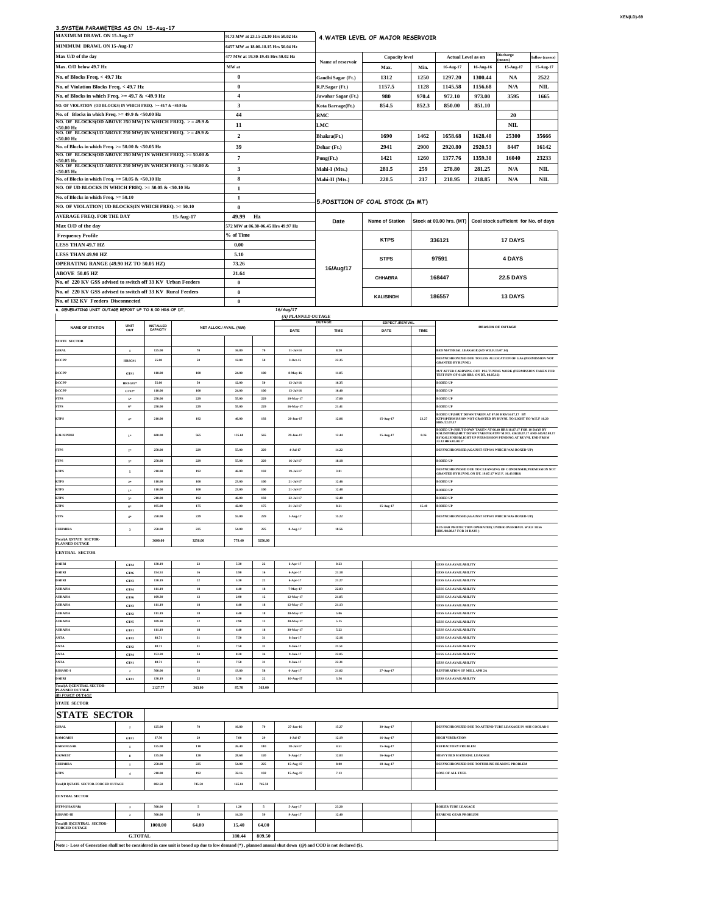## 3.SYSTEM PARAMETERS AS ON 15-Aug-17

| | |
|---|---|
| MAXIMUM DRAWL ON 15-Aug-17 | 9173 MW at 23.15-23.30 Hrs 50.02 Hz |
| MINIMUM DRAWL ON 15-Aug-17 | 6457 MW at 18.00-18.15 Hrs 50.04 Hz |
| Max U/D of the day | 477 MW at 19.30-19.45 Hrs 50.02 Hz |
| Max. O/D below 49.7 Hz | MW at |
| No. of Blocks Freq. < 49.7 Hz | 0 |
| No. of Violation Blocks Freq. < 49.7 Hz | 0 |
| No. of Blocks in which Freq. >= 49.7 & <49.9 Hz | 4 |
| NO. OF VIOLATION (OD BLOCKS) IN WHICH FREQ. >= 49.7 & <49.9 Hz | 3 |
| No. of Blocks in which Freq. >= 49.9 & <50.00 Hz | 44 |
| NO. OF BLOCKS(OD ABOVE 250 MW) IN WHICH FREQ. >= 49.9 & <50.00 Hz | 11 |
| NO. OF BLOCKS(UD ABOVE 250 MW) IN WHICH FREQ. >= 49.9 & <50.00 Hz | 2 |
| No. of Blocks in which Freq. >= 50.00 & <50.05 Hz | 39 |
| NO. OF BLOCKS(OD ABOVE 250 MW) IN WHICH FREQ. >= 50.00 & <50.05 Hz | 7 |
| NO. OF BLOCKS(UD ABOVE 250 MW) IN WHICH FREQ. >= 50.00 & <50.05 Hz | 3 |
| No. of Blocks in which Freq. >= 50.05 & <50.10 Hz | 8 |
| NO. OF UD BLOCKS IN WHICH FREQ. >= 50.05 & <50.10 Hz | 1 |
| No. of Blocks in which Freq. >= 50.10 | 1 |
| NO. OF VIOLATION( UD BLOCKS)IN WHICH FREQ. >= 50.10 | 0 |
| AVERAGE FREQ. FOR THE DAY 15-Aug-17 | 49.99 Hz |
| Max O/D of the day | 572 MW at 06.30-06.45 Hrs 49.97 Hz |
| Frequency Profile | % of Time |
| LESS THAN 49.7 HZ | 0.00 |
| LESS THAN 49.90 HZ | 5.10 |
| OPERATING RANGE (49.90 HZ TO 50.05 HZ) | 73.26 |
| ABOVE 50.05 HZ | 21.64 |
| No. of 220 KV GSS advised to switch off 33 KV Urban Feeders | 0 |
| No. of 220 KV GSS advised to switch off 33 KV Rural Feeders | 0 |
| No. of 132 KV Feeders Disconnected | 0 |

## 4.WATER LEVEL OF MAJOR RESERVOIR

| Name of reservoir | Capacity level Max. | Capacity level Min. | Actual Level as on 16-Aug-17 | Actual Level as on 16-Aug-16 | Discharge (cusecs) 15-Aug-17 | Inflow (cusecs) 15-Aug-17 |
|---|---|---|---|---|---|---|
| Gandhi Sagar (Ft.) | 1312 | 1250 | 1297.20 | 1300.44 | NA | 2522 |
| R.P.Sagar (Ft.) | 1157.5 | 1128 | 1145.58 | 1156.68 | N/A | NIL |
| Jawahar Sagar (Ft.) | 980 | 970.4 | 972.10 | 973.00 | 3595 | 1665 |
| Kota Barrage(Ft.) | 854.5 | 852.3 | 850.00 | 851.10 | | |
| RMC | | | | | 20 | |
| LMC | | | | | NIL | |
| Bhakra(Ft.) | 1690 | 1462 | 1658.68 | 1628.40 | 25300 | 35666 |
| Dehar (Ft.) | 2941 | 2900 | 2920.80 | 2920.53 | 8447 | 16142 |
| Pong(Ft.) | 1421 | 1260 | 1377.76 | 1359.30 | 16040 | 23233 |
| Mahi-I (Mts.) | 281.5 | 259 | 278.80 | 281.25 | N/A | NIL |
| Mahi-II (Mts.) | 220.5 | 217 | 218.95 | 218.85 | N/A | NIL |

## 5.POSITION OF COAL STOCK (In MT)

| Date | Name of Station | Stock at 00.00 hrs. (MT) | Coal stock sufficient for No. of days |
|---|---|---|---|
| 16/Aug/17 | KTPS | 336121 | 17 DAYS |
| | STPS | 97591 | 4 DAYS |
| | CHHABRA | 168447 | 22.5 DAYS |
| | KALISINDH | 186557 | 13 DAYS |

## 6. GENERATING UNIT OUTAGE REPORT UP TO 8.00 HRS OF DT. 16/Aug/17

### (A) PLANNED OUTAGE

| NAME OF STATION | UNIT OUT | INSTALLED CAPACITY | NET ALLOC./ AVAIL. (MW) | | | OUTAGE DATE | OUTAGE TIME | EXPECT./REVIVAL DATE | EXPECT./REVIVAL TIME | REASON OF OUTAGE |
|---|---|---|---|---|---|---|---|---|---|---|
| STATE SECTOR | | | | | | | | | | |
| GIRAL | 1 | 125.00 | 70 | 16.80 | 70 | 11-Jul-14 | 8.20 | | | BED MATERIAL LEAKAGE (S/D W.E.F.15.07.14) |
| DCCPP | HRSG#1 | 55.00 | 50 | 12.00 | 50 | 3-Oct-15 | 22.35 | | | DESYNCHRONIZED DUE TO LESS ALLOCATION OF GAS (PERMISSION NOT GRANTED BY RUVNL) |
| DCCPP | GT#1 | 110.00 | 100 | 24.00 | 100 | 8-May-16 | 11.05 | | | M/T AFTER CARRYING OUT PSS TUNING WORK (PERMISSION TAKEN FOR TEST RUN OF 01.00 HRS. ON DT. 08.05.16) |
| DCCPP | HRSG#2* | 55.00 | 50 | 12.00 | 50 | 13-Jul-16 | 16.35 | | | BOXED UP |
| DCCPP | GT#2* | 110.00 | 100 | 24.00 | 100 | 13-Jul-16 | 16.40 | | | BOXED UP |
| STPS | 5* | 250.00 | 229 | 55.00 | 229 | 10-May-17 | 17.00 | | | BOXED UP |
| STPS | 6* | 250.00 | 229 | 55.00 | 229 | 16-May-17 | 21.41 | | | BOXED UP |
| KTPS | 4* | 210.00 | 192 | 46.00 | 192 | 20-Jun-17 | 12.06 | 15-Aug-17 | 23.27 | BOXED UP(SHUT DOWN TAKEN AT 07.00 HRS/14.07.17 BY KTPS)(PERMISSION NOT GRANTED BY RUVNL TO LIGHT U/O W.E.F 16.20 HRS./22.07.17 |
| KALISINDH | 1* | 600.00 | 565 | 135.60 | 565 | 29-Jun-17 | 12.44 | 15-Aug-17 | 0.36 | BOXED UP (SHUT DOWN TAKEN AT 06.40 HRS/18.07.17 FOR 18 DAYS BY KALISINDH)(SHUT DOWN TAKEN KATPP M.NO. 436/20.07.17 AND 445/02.08.17 BY KALISINDH)LIGHT UP PERMISSION PENDING AT RUVNL END FROM 23.33 HRS/05.08.17 |
| STPS | 2* | 250.00 | 229 | 55.00 | 229 | 4-Jul-17 | 14.22 | | | DESYNCHRONISED(AGAINST STPS#1 WHICH WAS BOXED-UP) |
| STPS | 3* | 250.00 | 229 | 55.00 | 229 | 16-Jul-17 | 18.18 | | | BOXED UP |
| KTPS | 5 | 210.00 | 192 | 46.00 | 192 | 19-Jul-17 | 3.01 | | | DESYNCHRONISED DUE TO CLEANGING OF CONDENSER(PERMISSION NOT GRANTED BY RUVNL ON DT. 19.07.17 W.E F. 16.43 HRS) |
| KTPS | 2* | 110.00 | 100 | 23.00 | 100 | 21-Jul-17 | 12.46 | | | BOXED UP |
| KTPS | 1* | 110.00 | 100 | 23.00 | 100 | 21-Jul-17 | 12.40 | | | BOXED UP |
| KTPS | 3* | 210.00 | 192 | 46.00 | 192 | 22-Jul-17 | 12.40 | | | BOXED UP |
| KTPS | 6* | 195.00 | 175 | 42.00 | 175 | 31-Jul-17 | 8.21 | 15-Aug-17 | 15.40 | BOXED UP |
| STPS | 4* | 250.00 | 229 | 55.00 | 229 | 1-Aug-17 | 15.22 | | | DESYNCHRONISED(AGAINST STPS#1 WHICH WAS BOXED-UP) |
| CHHABRA | 3 | 250.00 | 225 | 54.00 | 225 | 8-Aug-17 | 18.56 | | | BUS BAR PROTECTION OPERATED( UNDER OVERHAUL W.E.F 18.56 HRS./08.08.17 FOR 30 DAYS ) |
| Total(A I)STATE SECTOR-PLANNED OUTAGE | | 3600.00 | 3256.00 | 779.40 | 3256.00 | | | | | |
| CENTRAL SECTOR | | | | | | | | | | |
| DADRI | GT#4 | 130.19 | 22 | 5.30 | 22 | 6-Apr-17 | 0.23 | | | LESS GAS AVAILABILITY |
| DADRI | GT#6 | 154.51 | 16 | 3.90 | 16 | 6-Apr-17 | 21.18 | | | LESS GAS AVAILABILITY |
| DADRI | GT#3 | 130.19 | 22 | 5.30 | 22 | 6-Apr-17 | 21.27 | | | LESS GAS AVAILABILITY |
| AURAIYA | GT#4 | 111.19 | 18 | 4.40 | 18 | 7-May-17 | 22.03 | | | LESS GAS AVAILABILITY |
| AURAIYA | GT#6 | 109.30 | 12 | 2.90 | 12 | 12-May-17 | 21.05 | | | LESS GAS AVAILABILITY |
| AURAIYA | GT#3 | 111.19 | 18 | 4.40 | 18 | 12-May-17 | 21.13 | | | LESS GAS AVAILABILITY |
| AURAIYA | GT#2 | 111.19 | 18 | 4.40 | 18 | 30-May-17 | 5.06 | | | LESS GAS AVAILABILITY |
| AURAIYA | GT#5 | 109.30 | 12 | 2.90 | 12 | 30-May-17 | 5.15 | | | LESS GAS AVAILABILITY |
| AURAIYA | GT#1 | 111.19 | 18 | 4.40 | 18 | 30-May-17 | 5.22 | | | LESS GAS AVAILABILITY |
| ANTA | GT#3 | 88.71 | 31 | 7.50 | 31 | 8-Jun-17 | 12.16 | | | LESS GAS AVAILABILITY |
| ANTA | GT#2 | 88.71 | 31 | 7.50 | 31 | 9-Jun-17 | 21.51 | | | LESS GAS AVAILABILITY |
| ANTA | GT#4 | 153.20 | 34 | 8.20 | 34 | 9-Jun-17 | 22.05 | | | LESS GAS AVAILABILITY |
| ANTA | GT#1 | 88.71 | 31 | 7.50 | 31 | 9-Jun-17 | 22.31 | | | LESS GAS AVAILABILITY |
| RIHAND-I | 2 | 500.00 | 58 | 13.80 | 58 | 6-Aug-17 | 21.02 | 27-Aug-17 | | RESTORATION OF MILL APH 2A |
| DADRI | GT#1 | 130.19 | 22 | 5.30 | 22 | 10-Aug-17 | 3.56 | | | LESS GAS AVAILABILITY |
| Total(A-I)CENTRAL SECTOR-PLANNED OUTAGE | | 2127.77 | 363.00 | 87.70 | 363.00 | | | | | |

### (B) FORCE OUTAGE

| NAME OF STATION | UNIT OUT | INSTALLED CAPACITY | NET ALLOC./ AVAIL. (MW) | | | OUTAGE DATE | OUTAGE TIME | EXPECT./REVIVAL DATE | EXPECT./REVIVAL TIME | REASON OF OUTAGE |
|---|---|---|---|---|---|---|---|---|---|---|
| STATE SECTOR | | | | | | | | | | |
| GIRAL | 2 | 125.00 | 70 | 16.80 | 70 | 27-Jan-16 | 15.27 | 30-Aug-17 | | DESYNCHRONIZED DUE TO ATTEND TUBE LEAKAGE IN ASH COOLER-I |
| RAMGARH | GT#1 | 37.50 | 29 | 7.00 | 29 | 1-Jul-17 | 12.19 | 16-Aug-17 | | HIGH VIBERATION |
| BARSINGSAR | 1 | 125.00 | 110 | 26.40 | 110 | 20-Jul-17 | 4.51 | 15-Aug-17 | | REFRACTORY PROBLEM |
| RAJWEST | 8 | 135.00 | 120 | 28.60 | 120 | 9-Aug-17 | 12.03 | 16-Aug-17 | | HEAVY BED MATERIAL LEAKAGE |
| CHHABRA | 1 | 250.00 | 225 | 54.00 | 225 | 15-Aug-17 | 8.00 | 18-Aug-17 | | DESYNCHRONIZED DUE TO TURBINE BEARING PROBLEM |
| KTPS | 4 | 210.00 | 192 | 32.16 | 192 | 15-Aug-17 | 7.13 | | | LOSS OF ALL FUEL |
| Total(B I)STATE SECTOR-FORCED OUTAGE | | 882.50 | 745.50 | 165.04 | 745.50 | | | | | |
| CENTRAL SECTOR | | | | | | | | | | |
| ISTPP(JHAJJAR) | 3 | 500.00 | 5 | 1.20 | 5 | 5-Aug-17 | 23.20 | | | BOILER TUBE LEAKAGE |
| RIHAND-III | 2 | 500.00 | 59 | 14.20 | 59 | 9-Aug-17 | 12.40 | | | BEARING GEAR PROBLEM |
| Total(B II)CENTRAL SECTOR-FORCED OUTAGE | | 1000.00 | 64.00 | 15.40 | 64.00 | | | | | |
| G.TOTAL | | | | 180.44 | 809.50 | | | | | |

Note :- Loss of Generation shall not be considered in case unit is boxed up due to low demand (*) , planned annual shut down (@) and COD is not declared ($).